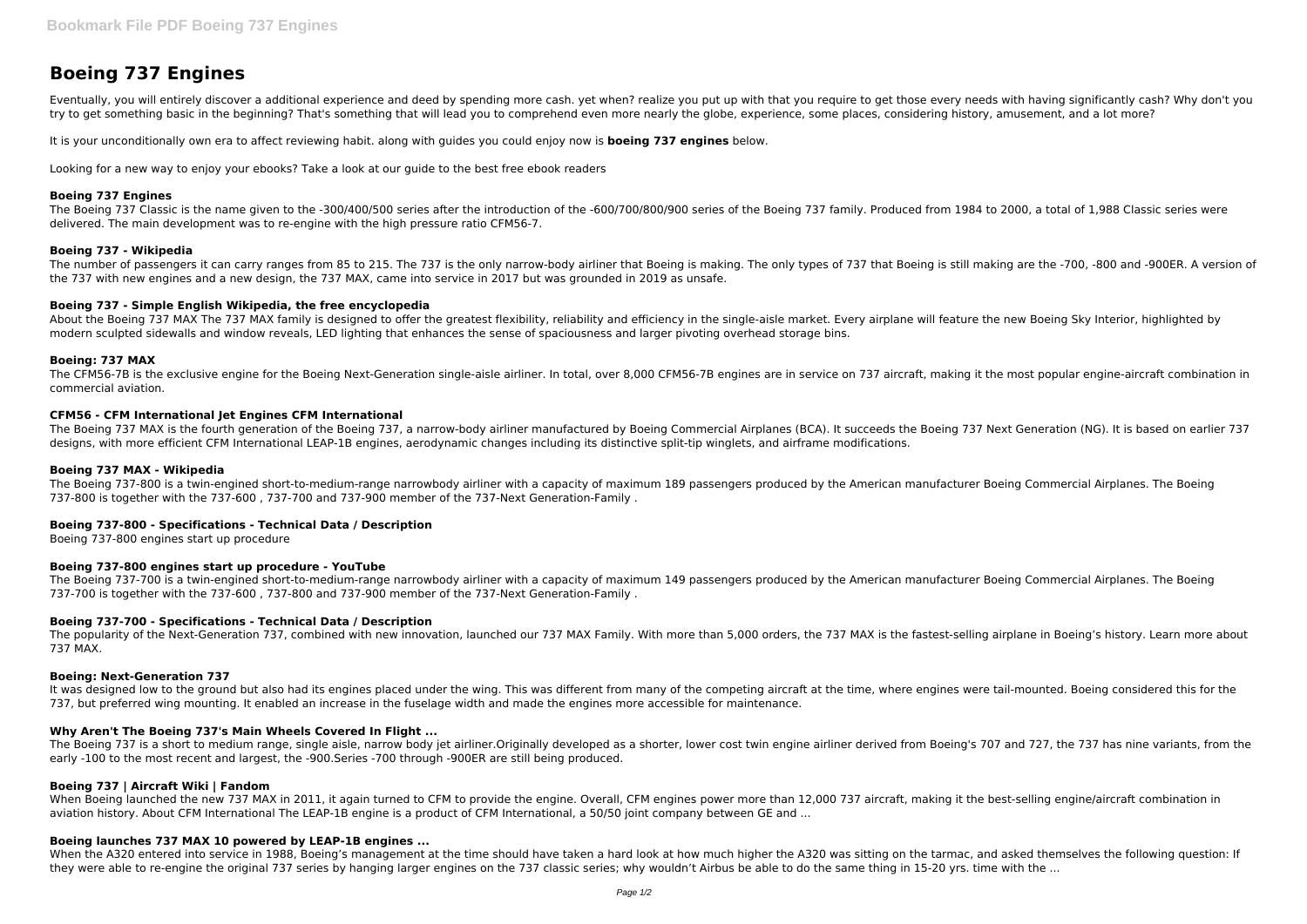# Boeing 737 Engines

Eventually, you will entirely discover a additional experience and deed by spending more cash. yet when? realize you put up with that you require to get those every needs with having significantly cash? Why don't you try to get something basic in the beginning? That's something that will lead you to comprehend even more nearly the globe, experience, some places, considering history, amusement, and a lot more?

It is your unconditionally own era to affect reviewing habit. along with guides you could enjoy now is **boeing 737 engines** below.

Looking for a new way to enjoy your ebooks? Take a look at our guide to the best free ebook readers

### Boeing 737 Engines

The Boeing 737 Classic is the name given to the -300/400/500 series after the introduction of the -600/700/800/900 series of the Boeing 737 family. Produced from 1984 to 2000, a total of 1,988 Classic series were delivered. The main development was to re-engine with the high pressure ratio CFM56-7.

### Boeing 737 - Wikipedia

The number of passengers it can carry ranges from 85 to 215. The 737 is the only narrow-body airliner that Boeing is making. The only types of 737 that Boeing is still making are the -700, -800 and -900ER. A version of the 737 with new engines and a new design, the 737 MAX, came into service in 2017 but was grounded in 2019 as unsafe.

### Boeing 737 - Simple English Wikipedia, the free encyclopedia

About the Boeing 737 MAX The 737 MAX family is designed to offer the greatest flexibility, reliability and efficiency in the single-aisle market. Every airplane will feature the new Boeing Sky Interior, highlighted by modern sculpted sidewalls and window reveals, LED lighting that enhances the sense of spaciousness and larger pivoting overhead storage bins.

### Boeing: 737 MAX

The CFM56-7B is the exclusive engine for the Boeing Next-Generation single-aisle airliner. In total, over 8,000 CFM56-7B engines are in service on 737 aircraft, making it the most popular engine-aircraft combination in commercial aviation.

### CFM56 - CFM International Jet Engines CFM International

The Boeing 737 MAX is the fourth generation of the Boeing 737, a narrow-body airliner manufactured by Boeing Commercial Airplanes (BCA). It succeeds the Boeing 737 Next Generation (NG). It is based on earlier 737 designs, with more efficient CFM International LEAP-1B engines, aerodynamic changes including its distinctive split-tip winglets, and airframe modifications.

### Boeing 737 MAX - Wikipedia

The Boeing 737-800 is a twin-engined short-to-medium-range narrowbody airliner with a capacity of maximum 189 passengers produced by the American manufacturer Boeing Commercial Airplanes. The Boeing 737-800 is together with the 737-600 , 737-700 and 737-900 member of the 737-Next Generation-Family .

### Boeing 737-800 - Specifications - Technical Data / Description

Boeing 737-800 engines start up procedure

### Boeing 737-800 engines start up procedure - YouTube

The Boeing 737-700 is a twin-engined short-to-medium-range narrowbody airliner with a capacity of maximum 149 passengers produced by the American manufacturer Boeing Commercial Airplanes. The Boeing 737-700 is together with the 737-600 , 737-800 and 737-900 member of the 737-Next Generation-Family .

### Boeing 737-700 - Specifications - Technical Data / Description

The popularity of the Next-Generation 737, combined with new innovation, launched our 737 MAX Family. With more than 5,000 orders, the 737 MAX is the fastest-selling airplane in Boeing's history. Learn more about 737 MAX.

### Boeing: Next-Generation 737

It was designed low to the ground but also had its engines placed under the wing. This was different from many of the competing aircraft at the time, where engines were tail-mounted. Boeing considered this for the 737, but preferred wing mounting. It enabled an increase in the fuselage width and made the engines more accessible for maintenance.

### Why Aren't The Boeing 737's Main Wheels Covered In Flight ...

The Boeing 737 is a short to medium range, single aisle, narrow body jet airliner.Originally developed as a shorter, lower cost twin engine airliner derived from Boeing's 707 and 727, the 737 has nine variants, from the early -100 to the most recent and largest, the -900.Series -700 through -900ER are still being produced.

### Boeing 737 | Aircraft Wiki | Fandom

When Boeing launched the new 737 MAX in 2011, it again turned to CFM to provide the engine. Overall, CFM engines power more than 12,000 737 aircraft, making it the best-selling engine/aircraft combination in aviation history. About CFM International The LEAP-1B engine is a product of CFM International, a 50/50 joint company between GE and ...

### Boeing launches 737 MAX 10 powered by LEAP-1B engines ...

When the A320 entered into service in 1988, Boeing's management at the time should have taken a hard look at how much higher the A320 was sitting on the tarmac, and asked themselves the following question: If they were able to re-engine the original 737 series by hanging larger engines on the 737 classic series; why wouldn't Airbus be able to do the same thing in 15-20 yrs. time with the ...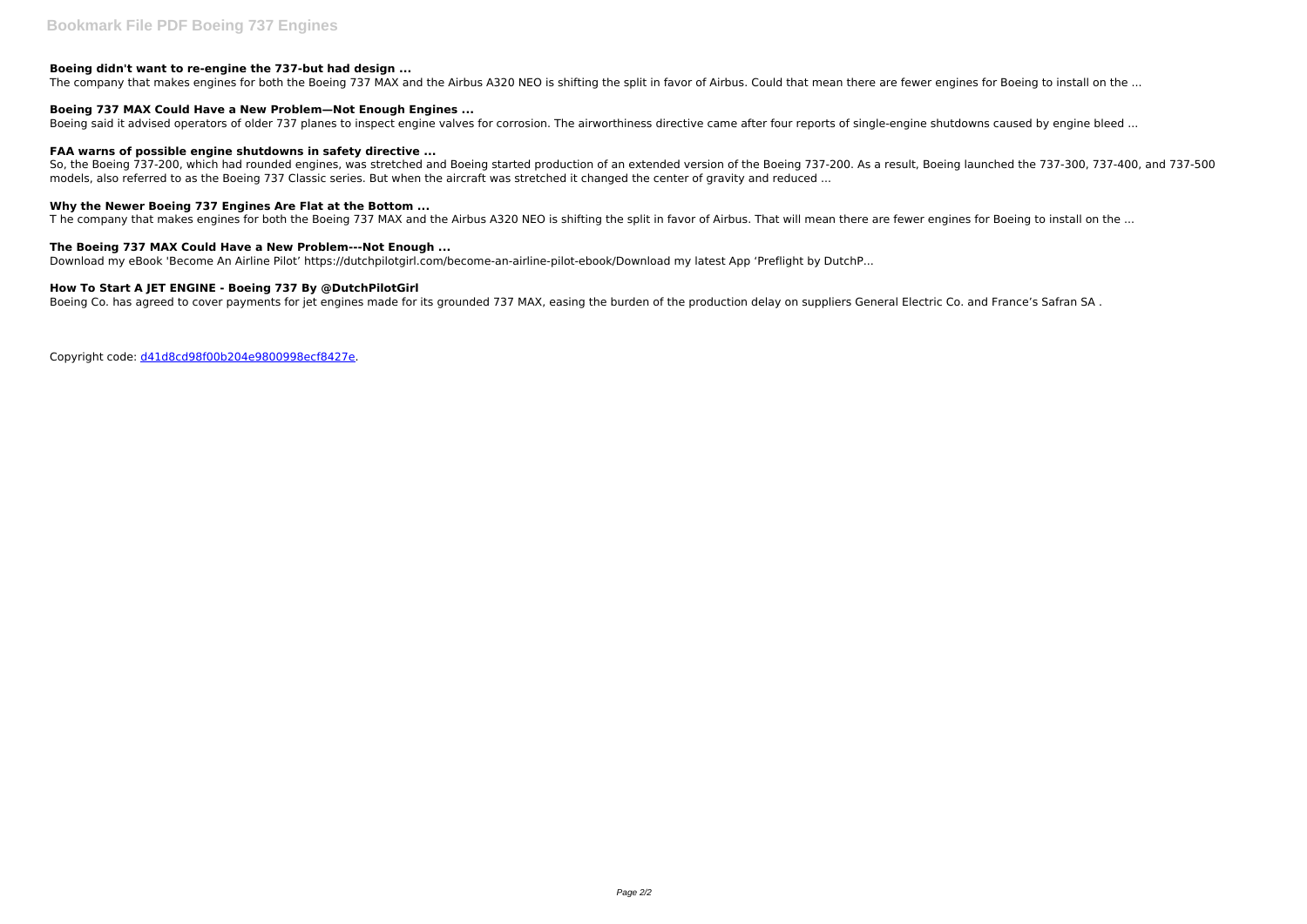### Boeing didn't want to re-engine the 737-but had design ...

The company that makes engines for both the Boeing 737 MAX and the Airbus A320 NEO is shifting the split in favor of Airbus. Could that mean there are fewer engines for Boeing to install on the ...

### Boeing 737 MAX Could Have a New Problem—Not Enough Engines ...

Boeing said it advised operators of older 737 planes to inspect engine valves for corrosion. The airworthiness directive came after four reports of single-engine shutdowns caused by engine bleed ...

### FAA warns of possible engine shutdowns in safety directive ...

So, the Boeing 737-200, which had rounded engines, was stretched and Boeing started production of an extended version of the Boeing 737-200. As a result, Boeing launched the 737-300, 737-400, and 737-500 models, also referred to as the Boeing 737 Classic series. But when the aircraft was stretched it changed the center of gravity and reduced ...

### Why the Newer Boeing 737 Engines Are Flat at the Bottom ...

T he company that makes engines for both the Boeing 737 MAX and the Airbus A320 NEO is shifting the split in favor of Airbus. That will mean there are fewer engines for Boeing to install on the ...

### The Boeing 737 MAX Could Have a New Problem---Not Enough ...

Download my eBook 'Become An Airline Pilot' https://dutchpilotgirl.com/become-an-airline-pilot-ebook/Download my latest App 'Preflight by DutchP...

### How To Start A JET ENGINE - Boeing 737 By @DutchPilotGirl

Boeing Co. has agreed to cover payments for jet engines made for its grounded 737 MAX, easing the burden of the production delay on suppliers General Electric Co. and France's Safran SA .

Copyright code: d41d8cd98f00b204e9800998ecf8427e.